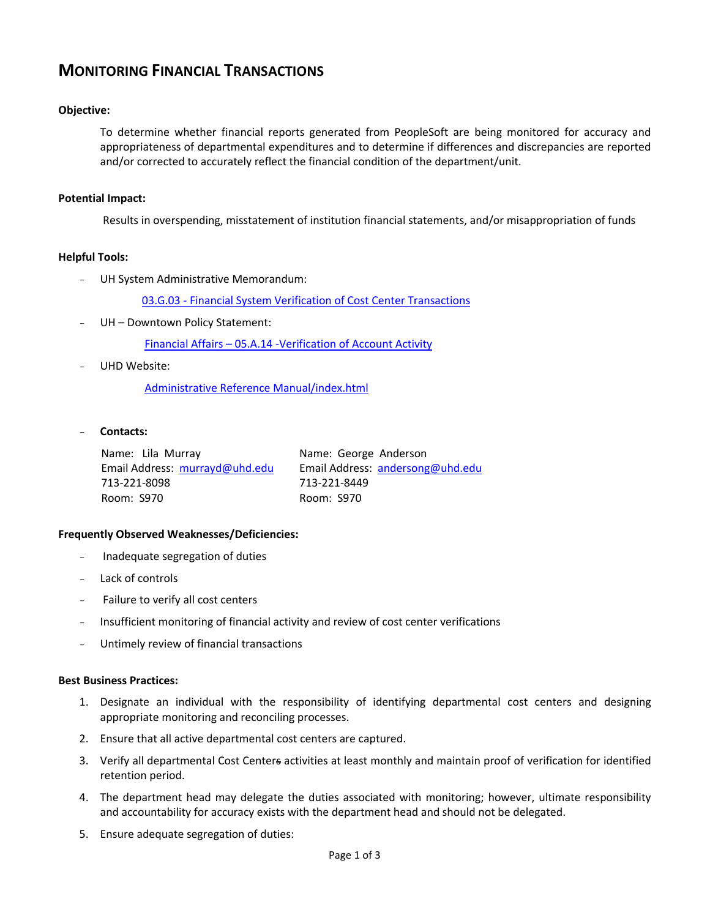# MONITORING FINANCIAL TRANSACTIONS

**Objective:**

To determine whether financial reports generated from PeopleSoft are being monitored for accuracy and appropriateness of departmental expenditures and to determine if differences and discrepancies are reported and/or corrected to accurately reflect the financial condition of the department/unit.

**Potential Impact:**

Results in overspending, misstatement of institution financial statements, and/or misappropriation of funds

**Helpful Tools:**

- UH System Administrative Memorandum:

  [03.G.03 - Financial System Verification of Cost Center Transactions]()

- UH – Downtown Policy Statement:

  [Financial Affairs – 05.A.14 -Verification of Account Activity]()

- UHD Website:

  [Administrative Reference Manual/index.html]()

- **Contacts:**

| | |
|---|---|
| Name: Lila Murray | Name: George Anderson |
| Email Address: murrayd@uhd.edu | Email Address: andersong@uhd.edu |
| 713-221-8098 | 713-221-8449 |
| Room: S970 | Room: S970 |

**Frequently Observed Weaknesses/Deficiencies:**

- Inadequate segregation of duties
- Lack of controls
- Failure to verify all cost centers
- Insufficient monitoring of financial activity and review of cost center verifications
- Untimely review of financial transactions

**Best Business Practices:**

1. Designate an individual with the responsibility of identifying departmental cost centers and designing appropriate monitoring and reconciling processes.
2. Ensure that all active departmental cost centers are captured.
3. Verify all departmental Cost Centers activities at least monthly and maintain proof of verification for identified retention period.
4. The department head may delegate the duties associated with monitoring; however, ultimate responsibility and accountability for accuracy exists with the department head and should not be delegated.
5. Ensure adequate segregation of duties: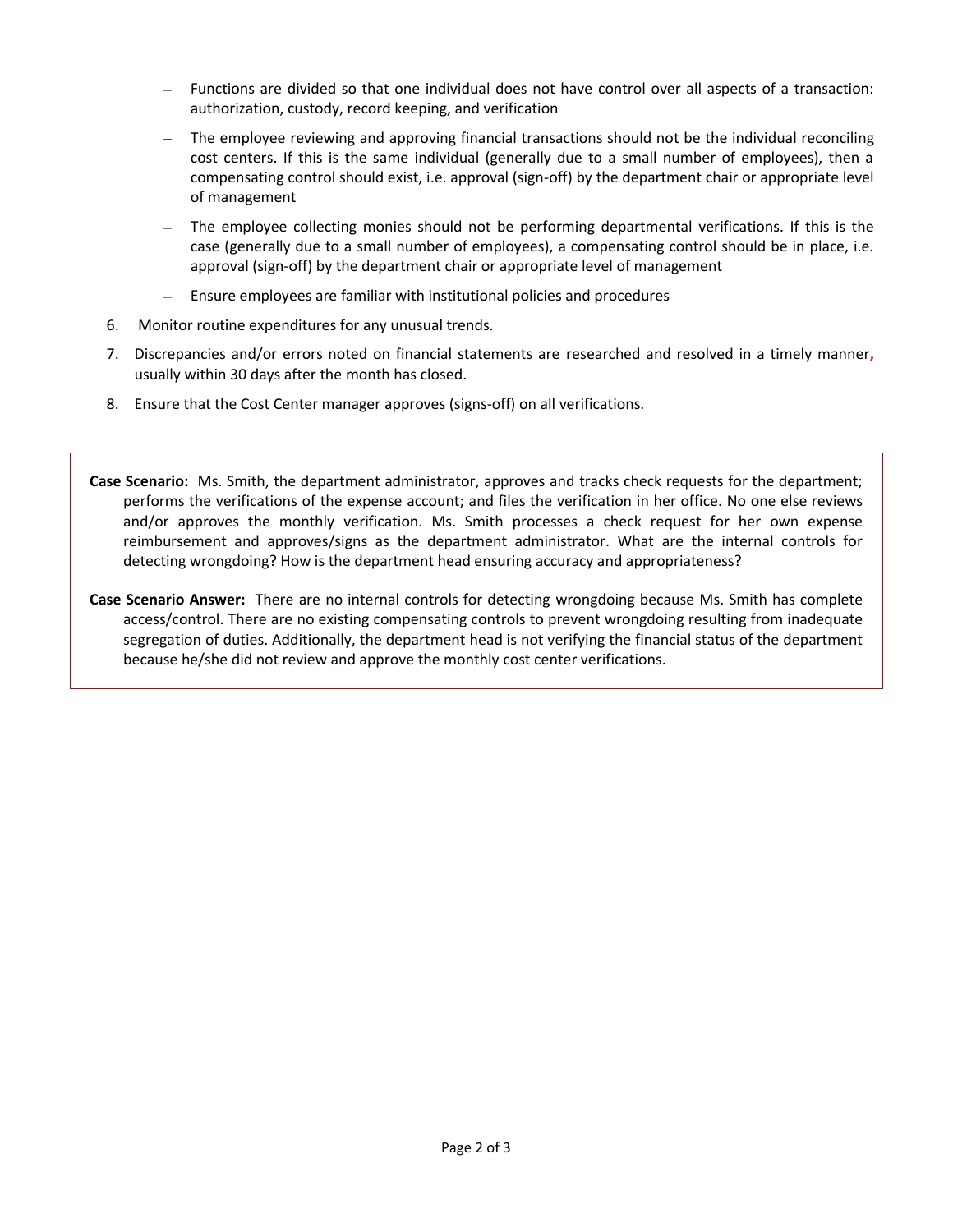- Functions are divided so that one individual does not have control over all aspects of a transaction: authorization, custody, record keeping, and verification
   - The employee reviewing and approving financial transactions should not be the individual reconciling cost centers. If this is the same individual (generally due to a small number of employees), then a compensating control should exist, i.e. approval (sign-off) by the department chair or appropriate level of management
   - The employee collecting monies should not be performing departmental verifications. If this is the case (generally due to a small number of employees), a compensating control should be in place, i.e. approval (sign-off) by the department chair or appropriate level of management
   - Ensure employees are familiar with institutional policies and procedures

6. Monitor routine expenditures for any unusual trends.
7. Discrepancies and/or errors noted on financial statements are researched and resolved in a timely manner, usually within 30 days after the month has closed.
8. Ensure that the Cost Center manager approves (signs-off) on all verifications.

**Case Scenario:** Ms. Smith, the department administrator, approves and tracks check requests for the department; performs the verifications of the expense account; and files the verification in her office. No one else reviews and/or approves the monthly verification. Ms. Smith processes a check request for her own expense reimbursement and approves/signs as the department administrator. What are the internal controls for detecting wrongdoing? How is the department head ensuring accuracy and appropriateness?

**Case Scenario Answer:** There are no internal controls for detecting wrongdoing because Ms. Smith has complete access/control. There are no existing compensating controls to prevent wrongdoing resulting from inadequate segregation of duties. Additionally, the department head is not verifying the financial status of the department because he/she did not review and approve the monthly cost center verifications.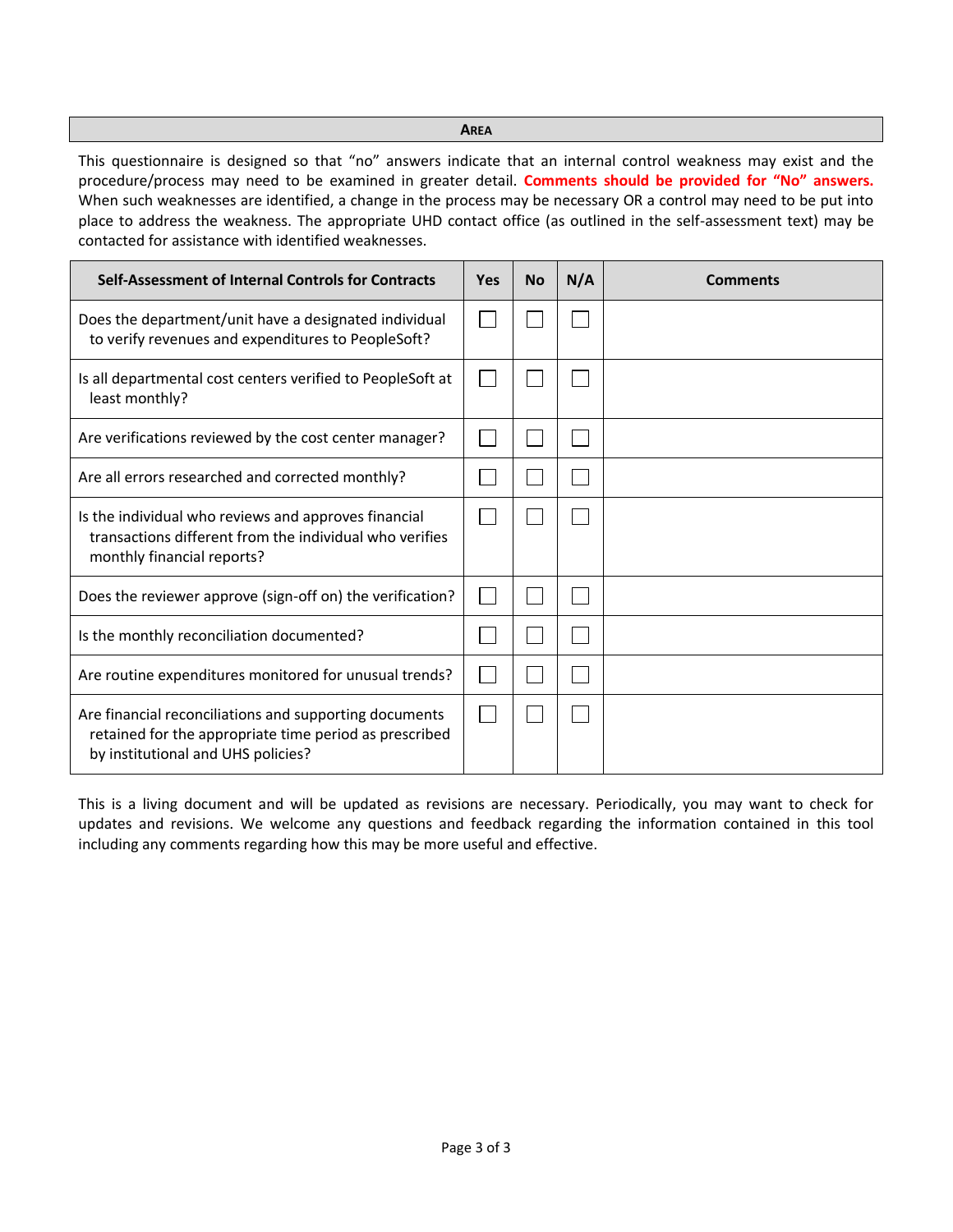## Area

This questionnaire is designed so that "no" answers indicate that an internal control weakness may exist and the procedure/process may need to be examined in greater detail. **Comments should be provided for "No" answers.** When such weaknesses are identified, a change in the process may be necessary OR a control may need to be put into place to address the weakness. The appropriate UHD contact office (as outlined in the self-assessment text) may be contacted for assistance with identified weaknesses.

| Self-Assessment of Internal Controls for Contracts | Yes | No | N/A | Comments |
|---|---|---|---|---|
| Does the department/unit have a designated individual to verify revenues and expenditures to PeopleSoft? | ☐ | ☐ | ☐ | |
| Is all departmental cost centers verified to PeopleSoft at least monthly? | ☐ | ☐ | ☐ | |
| Are verifications reviewed by the cost center manager? | ☐ | ☐ | ☐ | |
| Are all errors researched and corrected monthly? | ☐ | ☐ | ☐ | |
| Is the individual who reviews and approves financial transactions different from the individual who verifies monthly financial reports? | ☐ | ☐ | ☐ | |
| Does the reviewer approve (sign-off on) the verification? | ☐ | ☐ | ☐ | |
| Is the monthly reconciliation documented? | ☐ | ☐ | ☐ | |
| Are routine expenditures monitored for unusual trends? | ☐ | ☐ | ☐ | |
| Are financial reconciliations and supporting documents retained for the appropriate time period as prescribed by institutional and UHS policies? | ☐ | ☐ | ☐ | |

This is a living document and will be updated as revisions are necessary. Periodically, you may want to check for updates and revisions. We welcome any questions and feedback regarding the information contained in this tool including any comments regarding how this may be more useful and effective.